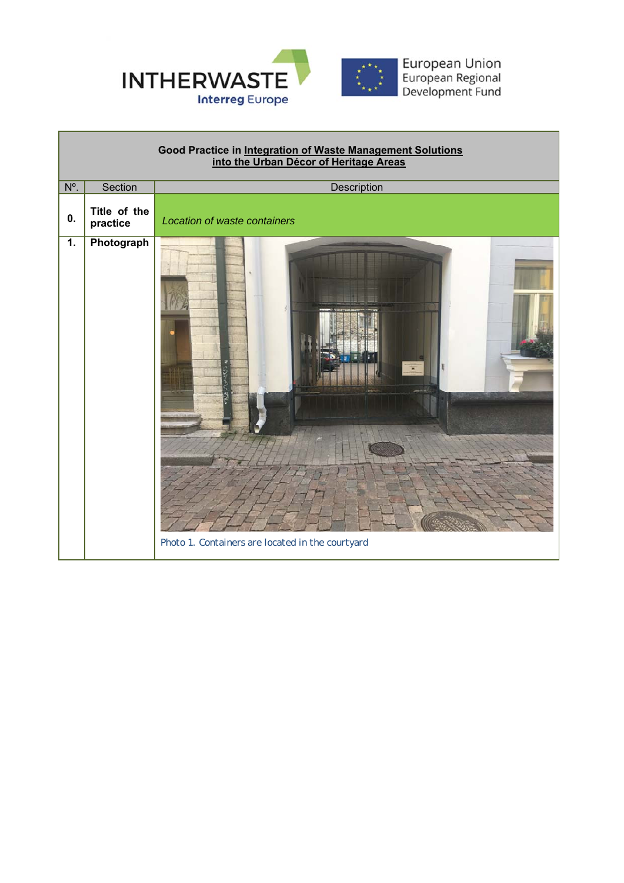INTHERWASTE

Interreg Europe

European Union
European Regional
Development Fund

| Good Practice in Integration of Waste Management Solutions into the Urban Décor of Heritage Areas | | |
|---|---|---|
| Nº. | Section | Description |
| **0.** | **Title of the practice** | *Location of waste containers* |
| **1.** | **Photograph** | Photo 1. Containers are located in the courtyard |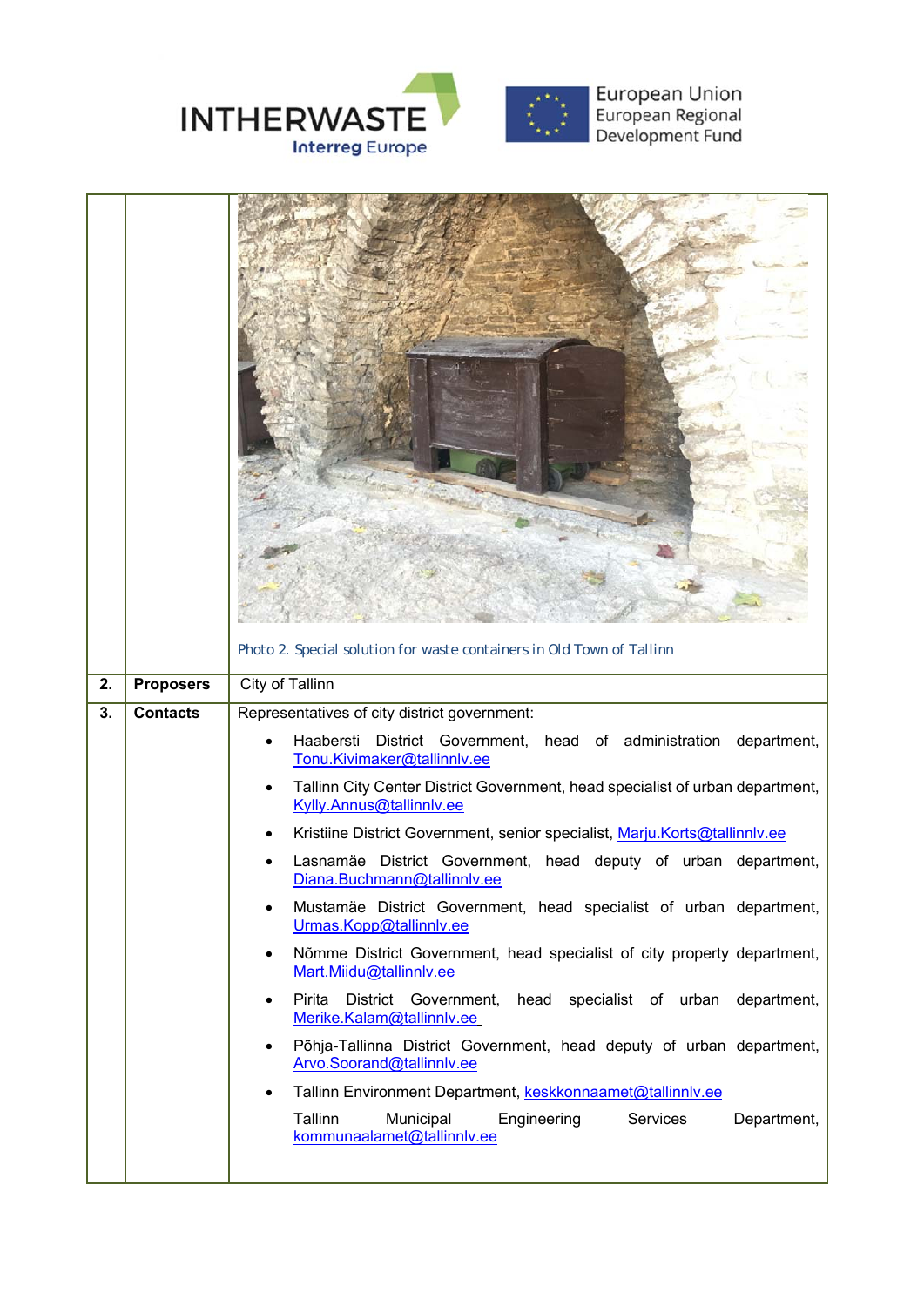| | | |
|---|---|---|
| | | Photo 2. Special solution for waste containers in Old Town of Tallinn |
| **2.** | **Proposers** | City of Tallinn |
| **3.** | **Contacts** | Representatives of city district government:<br>• Haabersti District Government, head of administration department, Tonu.Kivimaker@tallinnlv.ee<br>• Tallinn City Center District Government, head specialist of urban department, Kylly.Annus@tallinnlv.ee<br>• Kristiine District Government, senior specialist, Marju.Korts@tallinnlv.ee<br>• Lasnamäe District Government, head deputy of urban department, Diana.Buchmann@tallinnlv.ee<br>• Mustamäe District Government, head specialist of urban department, Urmas.Kopp@tallinnlv.ee<br>• Nõmme District Government, head specialist of city property department, Mart.Miidu@tallinnlv.ee<br>• Pirita District Government, head specialist of urban department, Merike.Kalam@tallinnlv.ee<br>• Põhja-Tallinna District Government, head deputy of urban department, Arvo.Soorand@tallinnlv.ee<br>• Tallinn Environment Department, keskkonnaamet@tallinnlv.ee<br>Tallinn Municipal Engineering Services Department, kommunaalamet@tallinnlv.ee |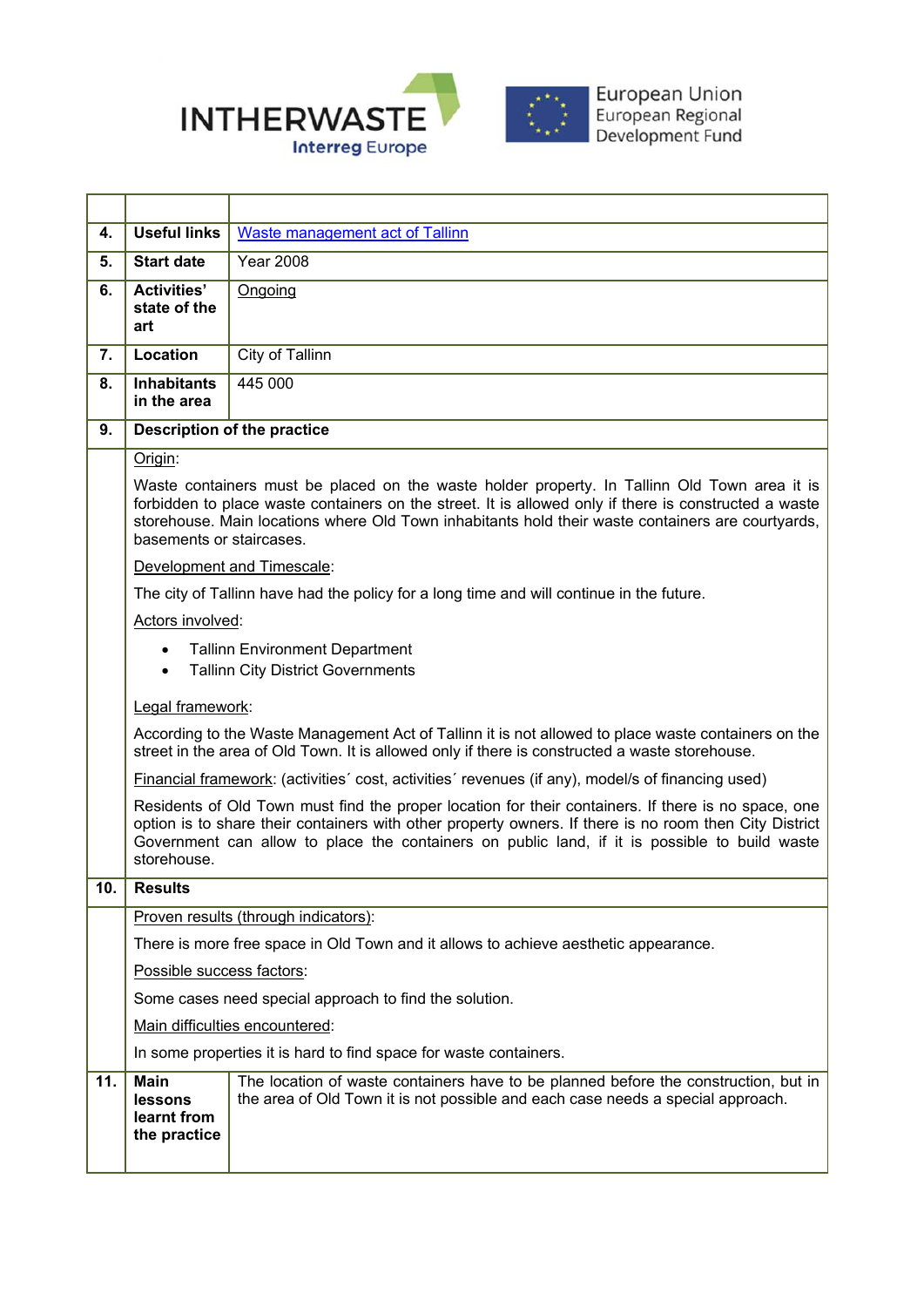| | | |
|---|---|---|
| **4.** | **Useful links** | Waste management act of Tallinn |
| **5.** | **Start date** | Year 2008 |
| **6.** | **Activities' state of the art** | Ongoing |
| **7.** | **Location** | City of Tallinn |
| **8.** | **Inhabitants in the area** | 445 000 |
| **9.** | **Description of the practice** | |

Origin:

Waste containers must be placed on the waste holder property. In Tallinn Old Town area it is forbidden to place waste containers on the street. It is allowed only if there is constructed a waste storehouse. Main locations where Old Town inhabitants hold their waste containers are courtyards, basements or staircases.

Development and Timescale:

The city of Tallinn have had the policy for a long time and will continue in the future.

Actors involved:

- Tallinn Environment Department
- Tallinn City District Governments

Legal framework:

According to the Waste Management Act of Tallinn it is not allowed to place waste containers on the street in the area of Old Town. It is allowed only if there is constructed a waste storehouse.

Financial framework: (activities´ cost, activities´ revenues (if any), model/s of financing used)

Residents of Old Town must find the proper location for their containers. If there is no space, one option is to share their containers with other property owners. If there is no room then City District Government can allow to place the containers on public land, if it is possible to build waste storehouse.

| | | |
|---|---|---|
| **10.** | **Results** | |

Proven results (through indicators):

There is more free space in Old Town and it allows to achieve aesthetic appearance.

Possible success factors:

Some cases need special approach to find the solution.

Main difficulties encountered:

In some properties it is hard to find space for waste containers.

| | | |
|---|---|---|
| **11.** | **Main lessons learnt from the practice** | The location of waste containers have to be planned before the construction, but in the area of Old Town it is not possible and each case needs a special approach. |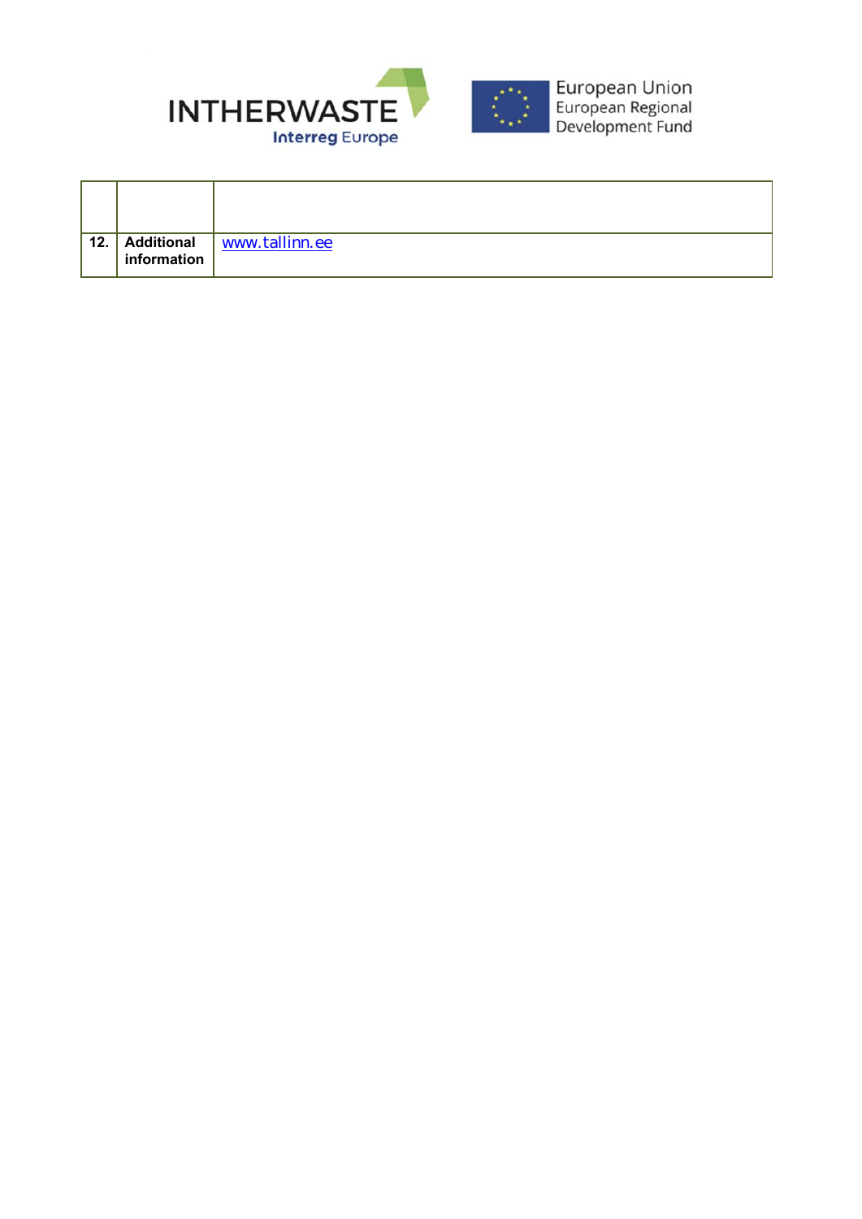| | | |
|---|---|---|
| | | |
| 12. | Additional information | www.tallinn.ee |